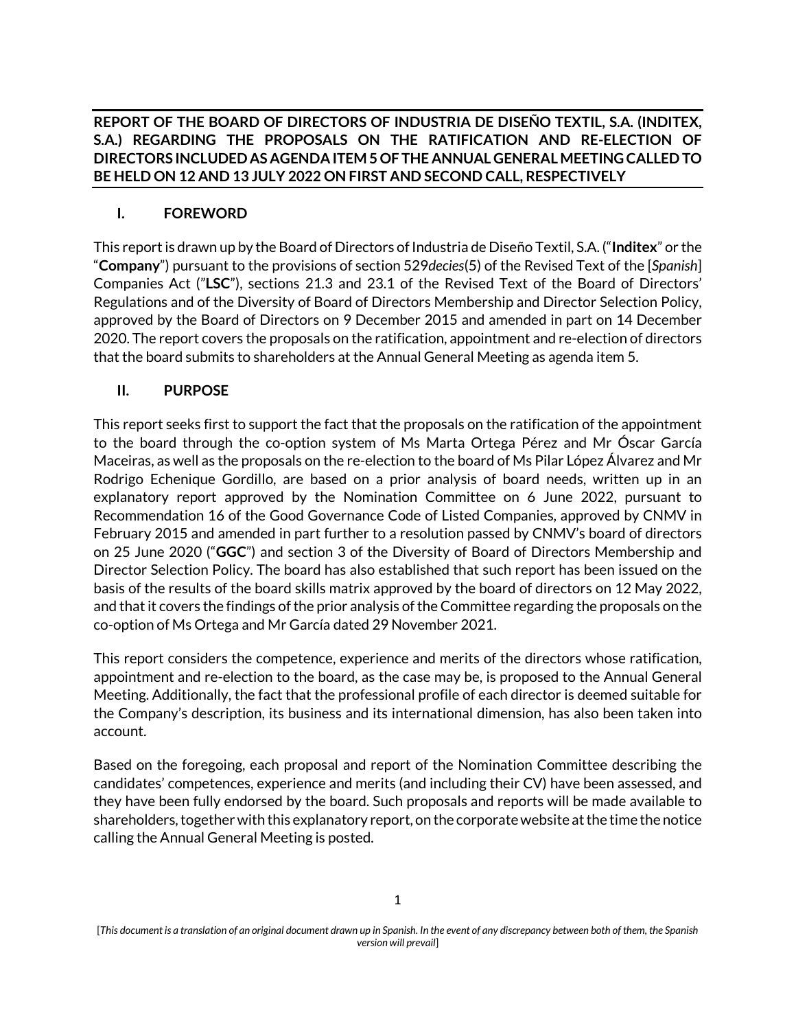**REPORT OF THE BOARD OF DIRECTORS OF INDUSTRIA DE DISEÑO TEXTIL, S.A. (INDITEX, S.A.) REGARDING THE PROPOSALS ON THE RATIFICATION AND RE-ELECTION OF DIRECTORS INCLUDED AS AGENDA ITEM 5 OF THE ANNUAL GENERAL MEETING CALLED TO BE HELD ON 12 AND 13 JULY 2022 ON FIRST AND SECOND CALL, RESPECTIVELY**

## I. FOREWORD

This report is drawn up by the Board of Directors of Industria de Diseño Textil, S.A. ("**Inditex**" or the "**Company**") pursuant to the provisions of section 529*decies*(5) of the Revised Text of the [*Spanish*] Companies Act ("**LSC**"), sections 21.3 and 23.1 of the Revised Text of the Board of Directors' Regulations and of the Diversity of Board of Directors Membership and Director Selection Policy, approved by the Board of Directors on 9 December 2015 and amended in part on 14 December 2020. The report covers the proposals on the ratification, appointment and re-election of directors that the board submits to shareholders at the Annual General Meeting as agenda item 5.

## II. PURPOSE

This report seeks first to support the fact that the proposals on the ratification of the appointment to the board through the co-option system of Ms Marta Ortega Pérez and Mr Óscar García Maceiras, as well as the proposals on the re-election to the board of Ms Pilar López Álvarez and Mr Rodrigo Echenique Gordillo, are based on a prior analysis of board needs, written up in an explanatory report approved by the Nomination Committee on 6 June 2022, pursuant to Recommendation 16 of the Good Governance Code of Listed Companies, approved by CNMV in February 2015 and amended in part further to a resolution passed by CNMV's board of directors on 25 June 2020 ("**GGC**") and section 3 of the Diversity of Board of Directors Membership and Director Selection Policy. The board has also established that such report has been issued on the basis of the results of the board skills matrix approved by the board of directors on 12 May 2022, and that it covers the findings of the prior analysis of the Committee regarding the proposals on the co-option of Ms Ortega and Mr García dated 29 November 2021.

This report considers the competence, experience and merits of the directors whose ratification, appointment and re-election to the board, as the case may be, is proposed to the Annual General Meeting. Additionally, the fact that the professional profile of each director is deemed suitable for the Company's description, its business and its international dimension, has also been taken into account.

Based on the foregoing, each proposal and report of the Nomination Committee describing the candidates' competences, experience and merits (and including their CV) have been assessed, and they have been fully endorsed by the board. Such proposals and reports will be made available to shareholders, together with this explanatory report, on the corporate website at the time the notice calling the Annual General Meeting is posted.

[*This document is a translation of an original document drawn up in Spanish. In the event of any discrepancy between both of them, the Spanish version will prevail*]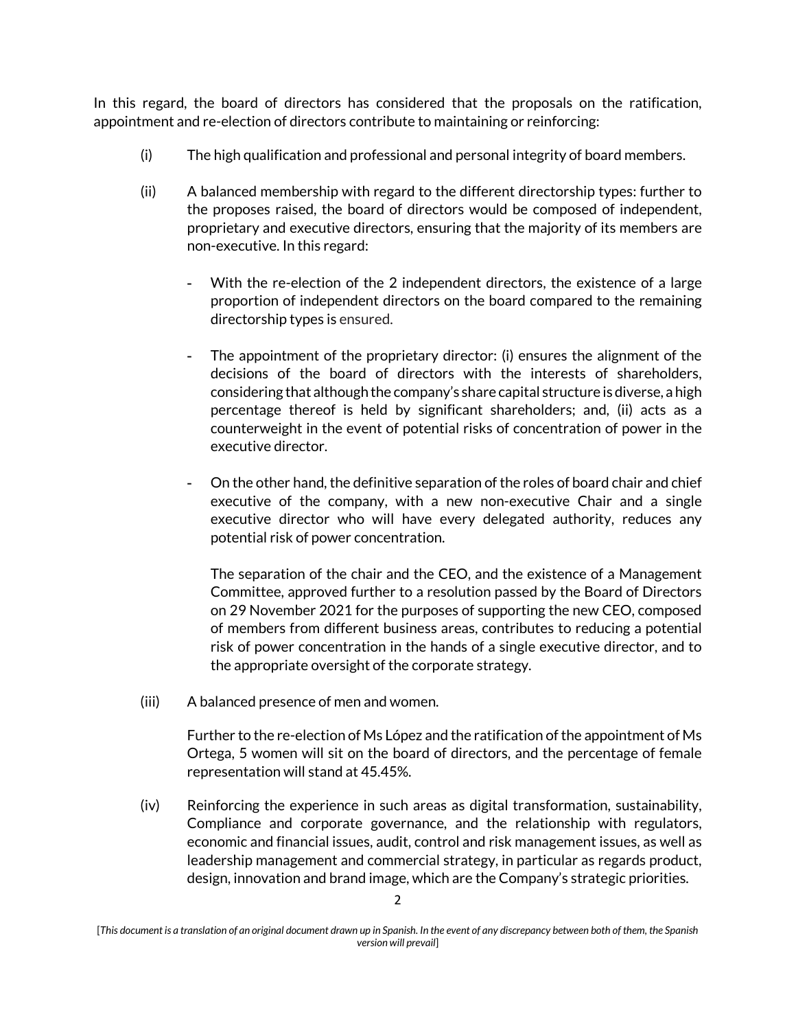In this regard, the board of directors has considered that the proposals on the ratification, appointment and re-election of directors contribute to maintaining or reinforcing:

(i) The high qualification and professional and personal integrity of board members.

(ii) A balanced membership with regard to the different directorship types: further to the proposes raised, the board of directors would be composed of independent, proprietary and executive directors, ensuring that the majority of its members are non-executive. In this regard:

- With the re-election of the 2 independent directors, the existence of a large proportion of independent directors on the board compared to the remaining directorship types is ensured.

- The appointment of the proprietary director: (i) ensures the alignment of the decisions of the board of directors with the interests of shareholders, considering that although the company's share capital structure is diverse, a high percentage thereof is held by significant shareholders; and, (ii) acts as a counterweight in the event of potential risks of concentration of power in the executive director.

- On the other hand, the definitive separation of the roles of board chair and chief executive of the company, with a new non-executive Chair and a single executive director who will have every delegated authority, reduces any potential risk of power concentration.

  The separation of the chair and the CEO, and the existence of a Management Committee, approved further to a resolution passed by the Board of Directors on 29 November 2021 for the purposes of supporting the new CEO, composed of members from different business areas, contributes to reducing a potential risk of power concentration in the hands of a single executive director, and to the appropriate oversight of the corporate strategy.

(iii) A balanced presence of men and women.

Further to the re-election of Ms López and the ratification of the appointment of Ms Ortega, 5 women will sit on the board of directors, and the percentage of female representation will stand at 45.45%.

(iv) Reinforcing the experience in such areas as digital transformation, sustainability, Compliance and corporate governance, and the relationship with regulators, economic and financial issues, audit, control and risk management issues, as well as leadership management and commercial strategy, in particular as regards product, design, innovation and brand image, which are the Company's strategic priorities.

[*This document is a translation of an original document drawn up in Spanish. In the event of any discrepancy between both of them, the Spanish version will prevail*]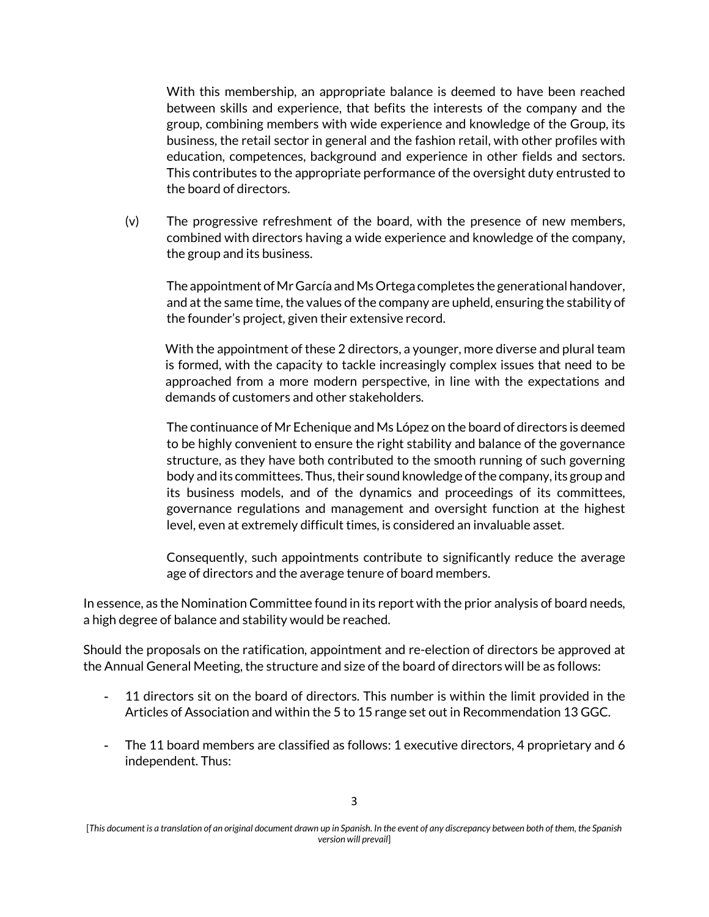With this membership, an appropriate balance is deemed to have been reached between skills and experience, that befits the interests of the company and the group, combining members with wide experience and knowledge of the Group, its business, the retail sector in general and the fashion retail, with other profiles with education, competences, background and experience in other fields and sectors. This contributes to the appropriate performance of the oversight duty entrusted to the board of directors.

(v) The progressive refreshment of the board, with the presence of new members, combined with directors having a wide experience and knowledge of the company, the group and its business.

The appointment of Mr García and Ms Ortega completes the generational handover, and at the same time, the values of the company are upheld, ensuring the stability of the founder's project, given their extensive record.

With the appointment of these 2 directors, a younger, more diverse and plural team is formed, with the capacity to tackle increasingly complex issues that need to be approached from a more modern perspective, in line with the expectations and demands of customers and other stakeholders.

The continuance of Mr Echenique and Ms López on the board of directors is deemed to be highly convenient to ensure the right stability and balance of the governance structure, as they have both contributed to the smooth running of such governing body and its committees. Thus, their sound knowledge of the company, its group and its business models, and of the dynamics and proceedings of its committees, governance regulations and management and oversight function at the highest level, even at extremely difficult times, is considered an invaluable asset.

Consequently, such appointments contribute to significantly reduce the average age of directors and the average tenure of board members.

In essence, as the Nomination Committee found in its report with the prior analysis of board needs, a high degree of balance and stability would be reached.

Should the proposals on the ratification, appointment and re-election of directors be approved at the Annual General Meeting, the structure and size of the board of directors will be as follows:

- 11 directors sit on the board of directors. This number is within the limit provided in the Articles of Association and within the 5 to 15 range set out in Recommendation 13 GGC.
- The 11 board members are classified as follows: 1 executive directors, 4 proprietary and 6 independent. Thus:

[*This document is a translation of an original document drawn up in Spanish. In the event of any discrepancy between both of them, the Spanish version will prevail*]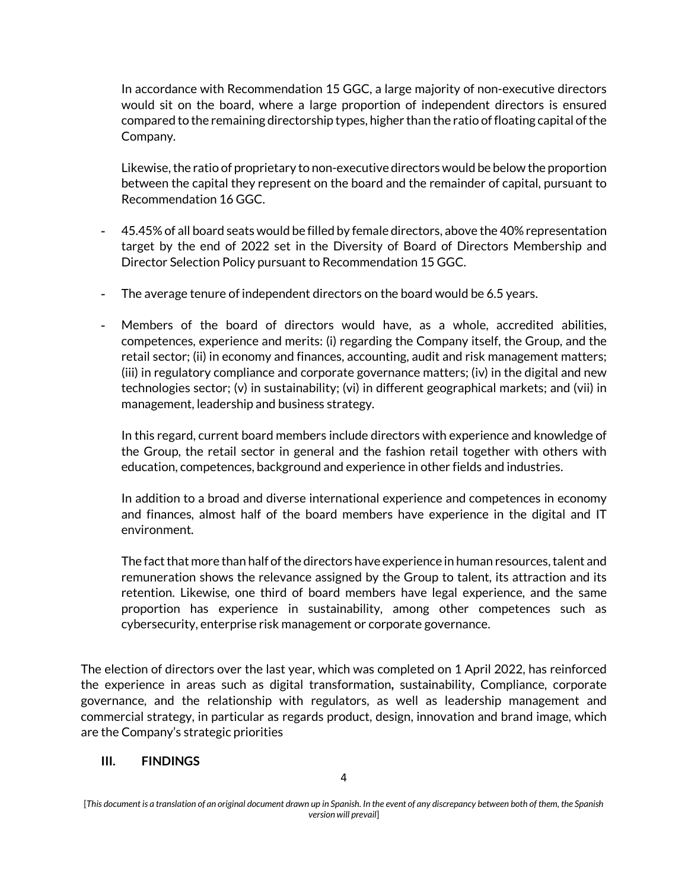In accordance with Recommendation 15 GGC, a large majority of non-executive directors would sit on the board, where a large proportion of independent directors is ensured compared to the remaining directorship types, higher than the ratio of floating capital of the Company.

Likewise, the ratio of proprietary to non-executive directors would be below the proportion between the capital they represent on the board and the remainder of capital, pursuant to Recommendation 16 GGC.

- 45.45% of all board seats would be filled by female directors, above the 40% representation target by the end of 2022 set in the Diversity of Board of Directors Membership and Director Selection Policy pursuant to Recommendation 15 GGC.

- The average tenure of independent directors on the board would be 6.5 years.

- Members of the board of directors would have, as a whole, accredited abilities, competences, experience and merits: (i) regarding the Company itself, the Group, and the retail sector; (ii) in economy and finances, accounting, audit and risk management matters; (iii) in regulatory compliance and corporate governance matters; (iv) in the digital and new technologies sector; (v) in sustainability; (vi) in different geographical markets; and (vii) in management, leadership and business strategy.

  In this regard, current board members include directors with experience and knowledge of the Group, the retail sector in general and the fashion retail together with others with education, competences, background and experience in other fields and industries.

  In addition to a broad and diverse international experience and competences in economy and finances, almost half of the board members have experience in the digital and IT environment.

  The fact that more than half of the directors have experience in human resources, talent and remuneration shows the relevance assigned by the Group to talent, its attraction and its retention. Likewise, one third of board members have legal experience, and the same proportion has experience in sustainability, among other competences such as cybersecurity, enterprise risk management or corporate governance.

The election of directors over the last year, which was completed on 1 April 2022, has reinforced the experience in areas such as digital transformation, sustainability, Compliance, corporate governance, and the relationship with regulators, as well as leadership management and commercial strategy, in particular as regards product, design, innovation and brand image, which are the Company's strategic priorities

## III. FINDINGS

[*This document is a translation of an original document drawn up in Spanish. In the event of any discrepancy between both of them, the Spanish version will prevail*]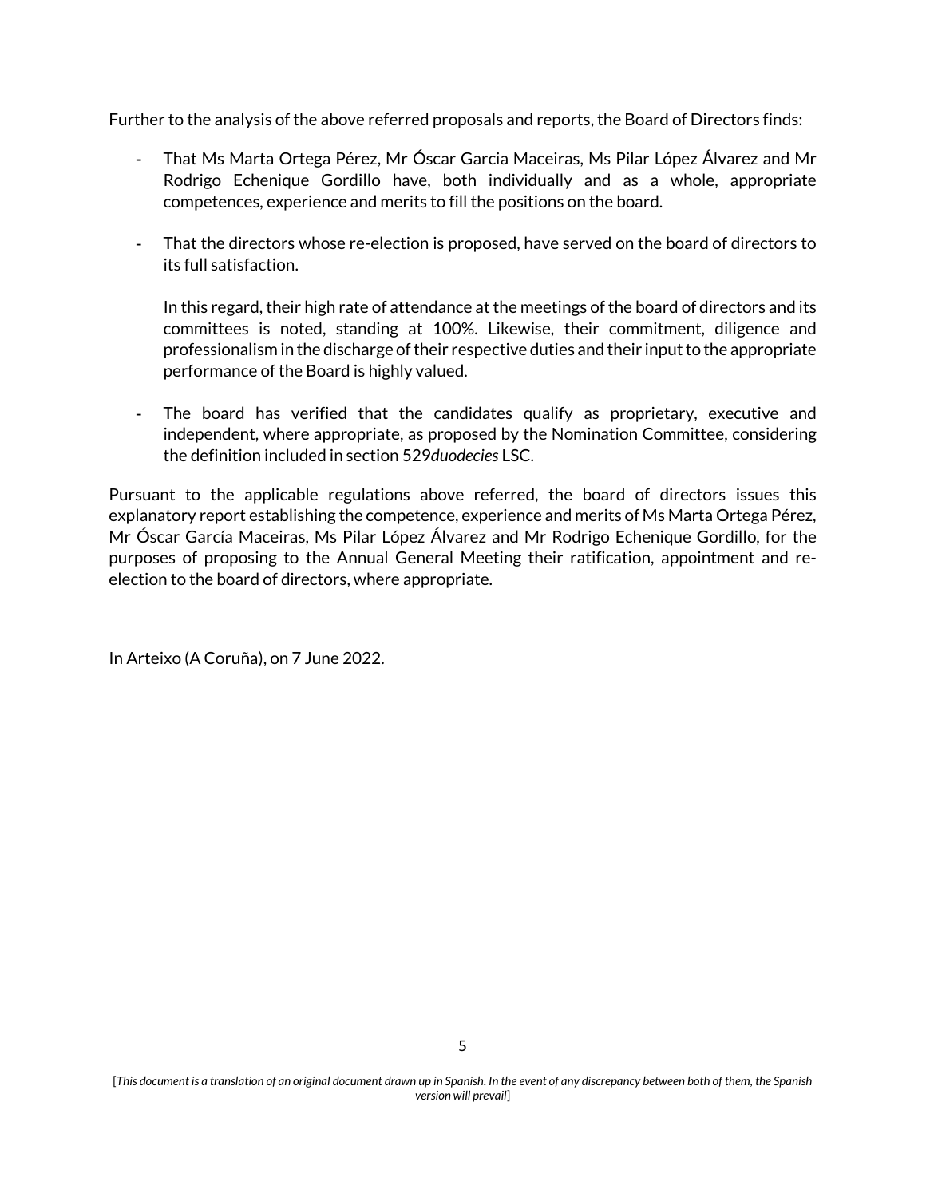Further to the analysis of the above referred proposals and reports, the Board of Directors finds:

- That Ms Marta Ortega Pérez, Mr Óscar Garcia Maceiras, Ms Pilar López Álvarez and Mr Rodrigo Echenique Gordillo have, both individually and as a whole, appropriate competences, experience and merits to fill the positions on the board.
- That the directors whose re-election is proposed, have served on the board of directors to its full satisfaction.

  In this regard, their high rate of attendance at the meetings of the board of directors and its committees is noted, standing at 100%. Likewise, their commitment, diligence and professionalism in the discharge of their respective duties and their input to the appropriate performance of the Board is highly valued.
- The board has verified that the candidates qualify as proprietary, executive and independent, where appropriate, as proposed by the Nomination Committee, considering the definition included in section 529*duodecies* LSC.

Pursuant to the applicable regulations above referred, the board of directors issues this explanatory report establishing the competence, experience and merits of Ms Marta Ortega Pérez, Mr Óscar García Maceiras, Ms Pilar López Álvarez and Mr Rodrigo Echenique Gordillo, for the purposes of proposing to the Annual General Meeting their ratification, appointment and re-election to the board of directors, where appropriate.

In Arteixo (A Coruña), on 7 June 2022.

[*This document is a translation of an original document drawn up in Spanish. In the event of any discrepancy between both of them, the Spanish version will prevail*]